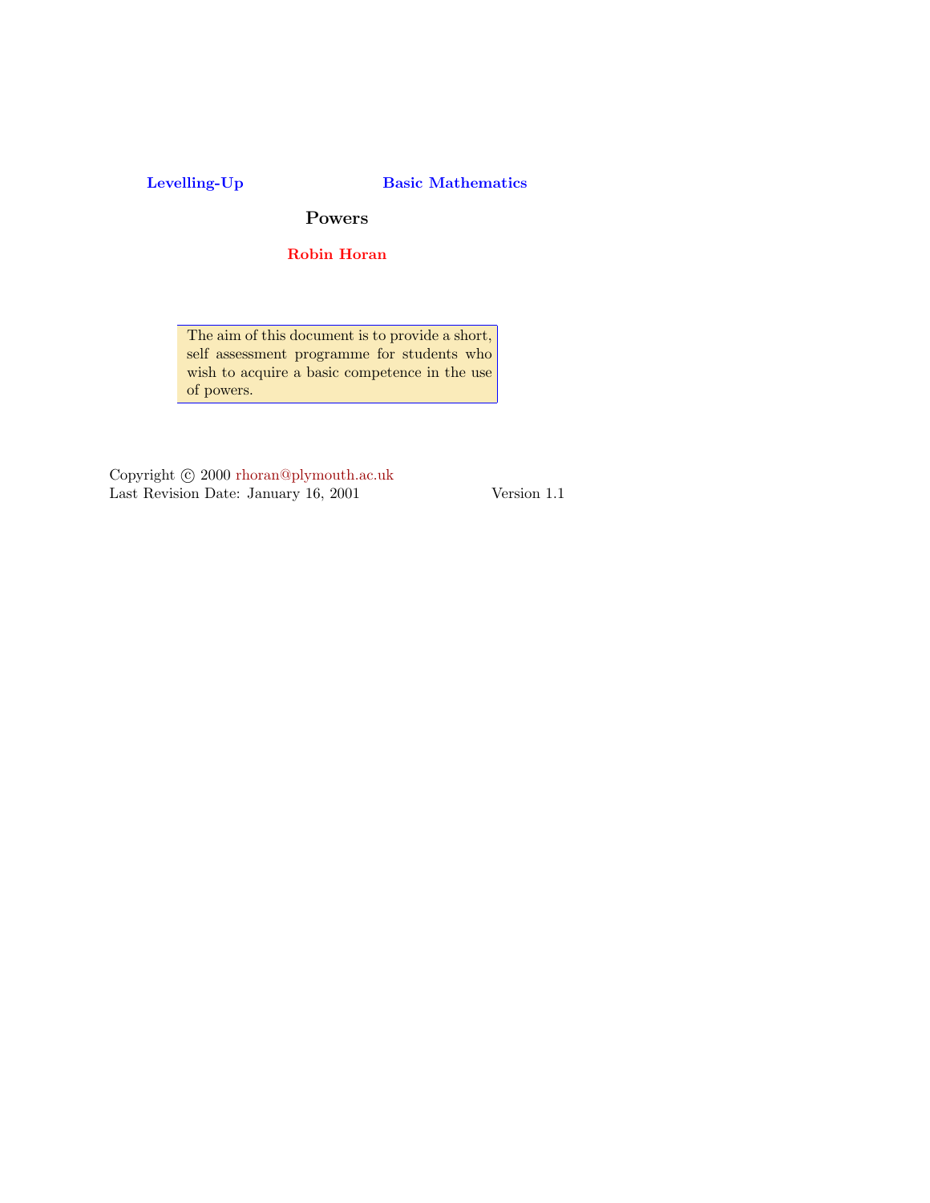**Levelling-Up** **Basic Mathematics**

# Powers

**Robin Horan**

> The aim of this document is to provide a short, self assessment programme for students who wish to acquire a basic competence in the use of powers.

Copyright © 2000 rhoran@plymouth.ac.uk
Last Revision Date: January 16, 2001 Version 1.1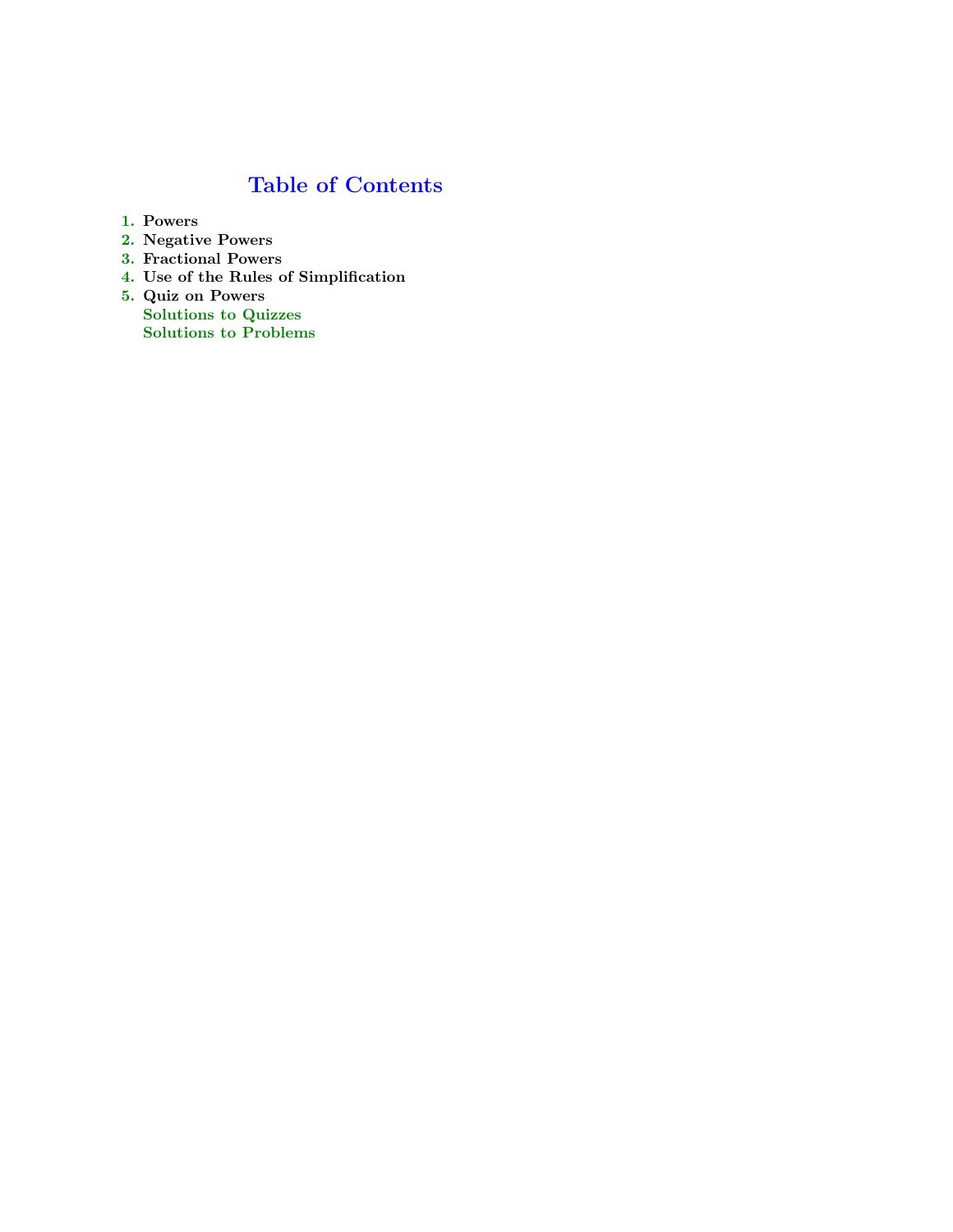# Table of Contents

1. **Powers**
2. **Negative Powers**
3. **Fractional Powers**
4. **Use of the Rules of Simplification**
5. **Quiz on Powers**

   **Solutions to Quizzes**

   **Solutions to Problems**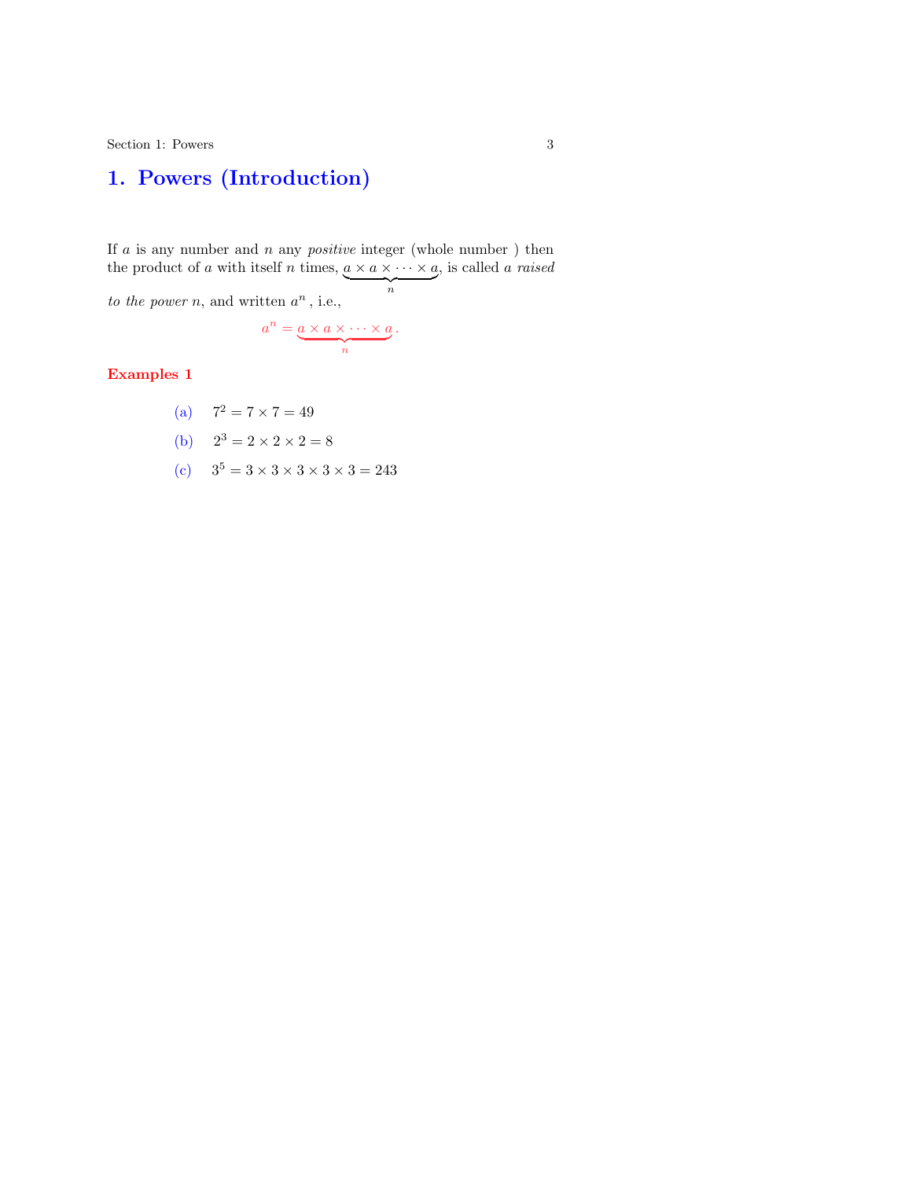# 1. Powers (Introduction)

If $a$ is any number and $n$ any *positive* integer (whole number ) then the product of $a$ with itself $n$ times, $\underbrace{a \times a \times \cdots \times a}_{n}$, is called *a raised to the power n*, and written $a^n$ , i.e.,

$$a^n = \underbrace{a \times a \times \cdots \times a}_{n}.$$

**Examples 1**

(a) $7^2 = 7 \times 7 = 49$

(b) $2^3 = 2 \times 2 \times 2 = 8$

(c) $3^5 = 3 \times 3 \times 3 \times 3 \times 3 = 243$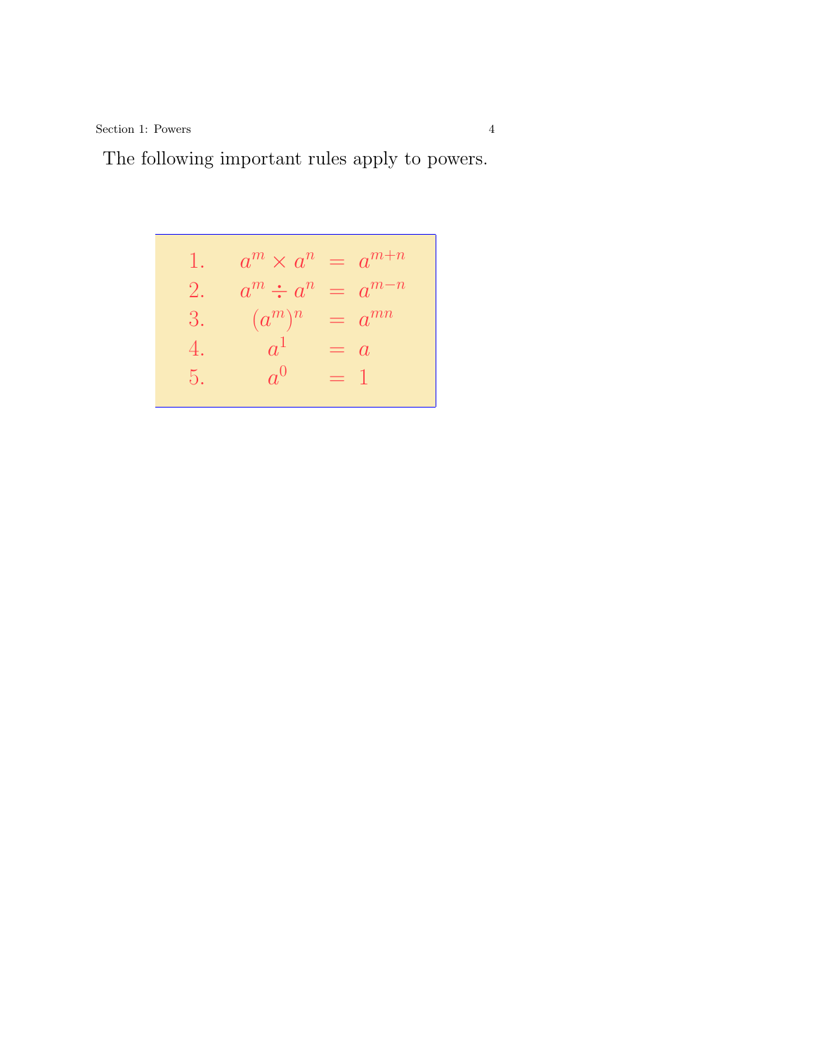The following important rules apply to powers.

$$
\begin{array}{lrcl}
1. & a^m \times a^n & = & a^{m+n} \\
2. & a^m \div a^n & = & a^{m-n} \\
3. & (a^m)^n & = & a^{mn} \\
4. & a^1 & = & a \\
5. & a^0 & = & 1
\end{array}
$$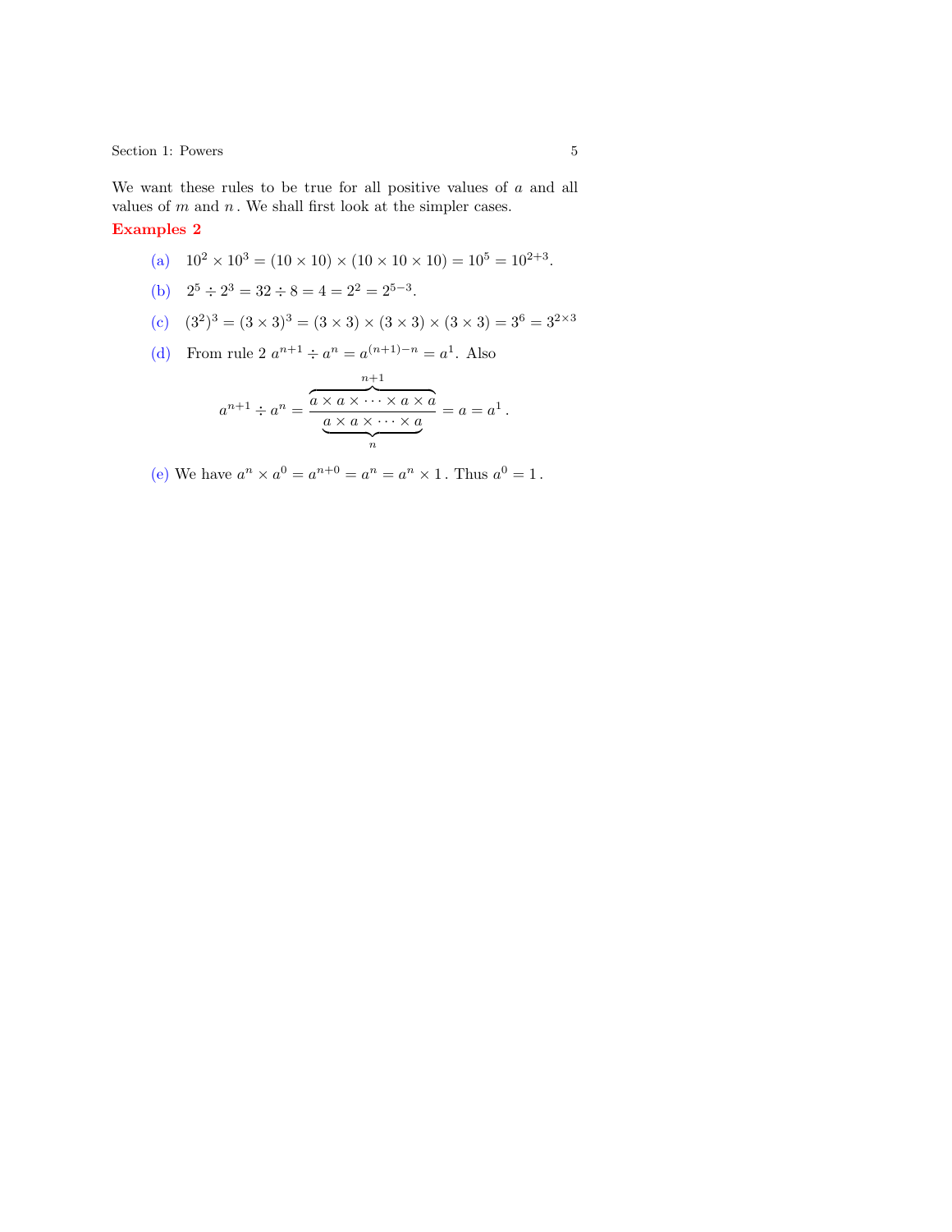We want these rules to be true for all positive values of $a$ and all values of $m$ and $n$. We shall first look at the simpler cases.

**Examples 2**

(a) $10^2 \times 10^3 = (10 \times 10) \times (10 \times 10 \times 10) = 10^5 = 10^{2+3}$.

(b) $2^5 \div 2^3 = 32 \div 8 = 4 = 2^2 = 2^{5-3}$.

(c) $(3^2)^3 = (3 \times 3)^3 = (3 \times 3) \times (3 \times 3) \times (3 \times 3) = 3^6 = 3^{2\times 3}$

(d) From rule 2 $a^{n+1} \div a^n = a^{(n+1)-n} = a^1$. Also

$$a^{n+1} \div a^n = \frac{\overbrace{a \times a \times \cdots \times a \times a}^{n+1}}{\underbrace{a \times a \times \cdots \times a}_{n}} = a = a^1\,.$$

(e) We have $a^n \times a^0 = a^{n+0} = a^n = a^n \times 1$. Thus $a^0 = 1$.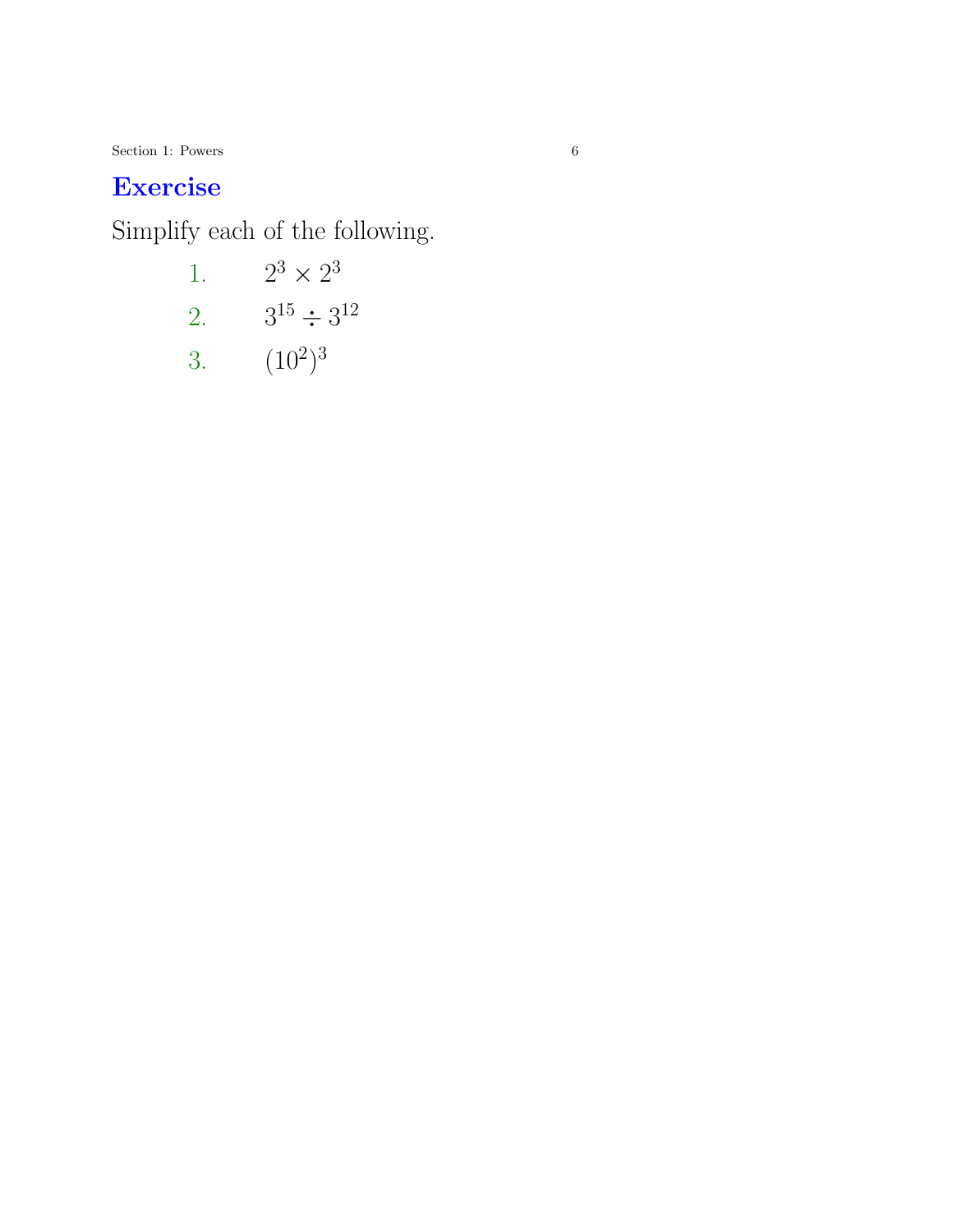## Exercise

Simplify each of the following.

1. $2^3 \times 2^3$
2. $3^{15} \div 3^{12}$
3. $(10^2)^3$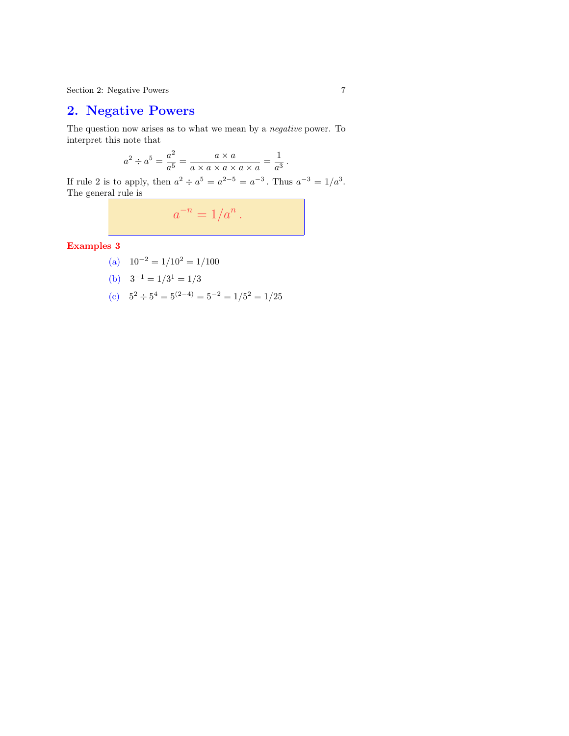## 2. Negative Powers

The question now arises as to what we mean by a *negative* power. To interpret this note that

$$a^2 \div a^5 = \frac{a^2}{a^5} = \frac{a \times a}{a \times a \times a \times a \times a} = \frac{1}{a^3}\,.$$

If rule 2 is to apply, then $a^2 \div a^5 = a^{2-5} = a^{-3}$. Thus $a^{-3} = 1/a^3$. The general rule is

$$a^{-n} = 1/a^n\,.$$

**Examples 3**

(a) $10^{-2} = 1/10^2 = 1/100$

(b) $3^{-1} = 1/3^1 = 1/3$

(c) $5^2 \div 5^4 = 5^{(2-4)} = 5^{-2} = 1/5^2 = 1/25$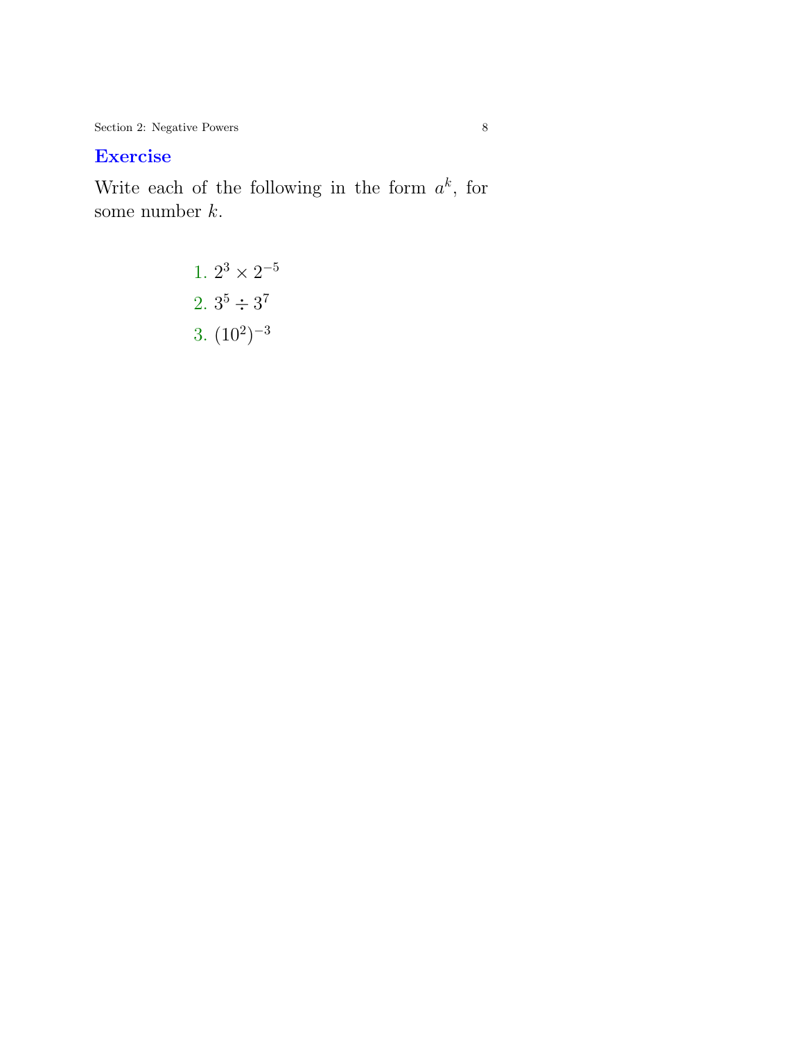## Exercise

Write each of the following in the form $a^k$, for some number $k$.

1. $2^3 \times 2^{-5}$
2. $3^5 \div 3^7$
3. $(10^2)^{-3}$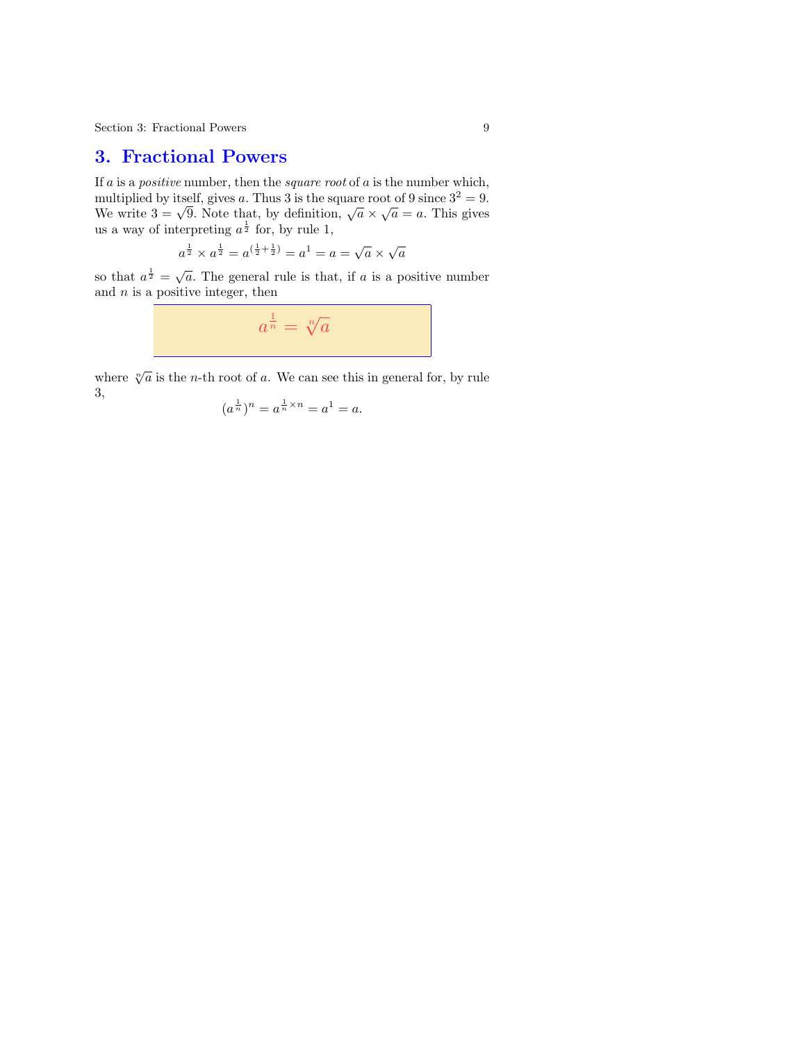# 3. Fractional Powers

If $a$ is a *positive* number, then the *square root* of $a$ is the number which, multiplied by itself, gives $a$. Thus 3 is the square root of 9 since $3^2 = 9$. We write $3 = \sqrt{9}$. Note that, by definition, $\sqrt{a} \times \sqrt{a} = a$. This gives us a way of interpreting $a^{\frac{1}{2}}$ for, by rule 1,

$$a^{\frac{1}{2}} \times a^{\frac{1}{2}} = a^{(\frac{1}{2}+\frac{1}{2})} = a^1 = a = \sqrt{a} \times \sqrt{a}$$

so that $a^{\frac{1}{2}} = \sqrt{a}$. The general rule is that, if $a$ is a positive number and $n$ is a positive integer, then

$$a^{\frac{1}{n}} = \sqrt[n]{a}$$

where $\sqrt[n]{a}$ is the $n$-th root of $a$. We can see this in general for, by rule 3,

$$(a^{\frac{1}{n}})^n = a^{\frac{1}{n} \times n} = a^1 = a.$$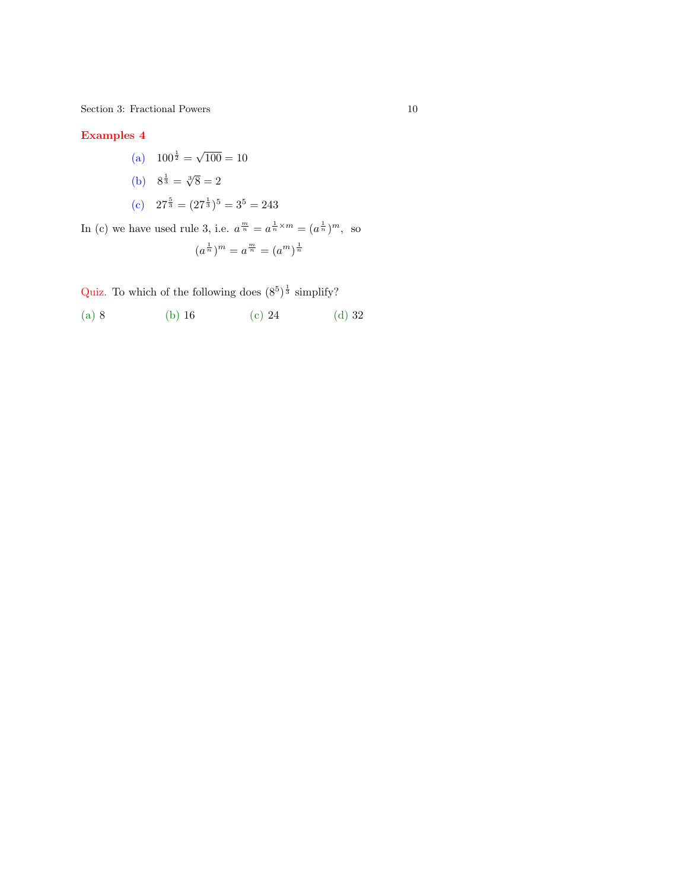**Examples 4**

(a) $100^{\frac{1}{2}} = \sqrt{100} = 10$

(b) $8^{\frac{1}{3}} = \sqrt[3]{8} = 2$

(c) $27^{\frac{5}{3}} = (27^{\frac{1}{3}})^5 = 3^5 = 243$

In (c) we have used rule 3, i.e. $a^{\frac{m}{n}} = a^{\frac{1}{n} \times m} = (a^{\frac{1}{n}})^m$, so

$$(a^{\frac{1}{n}})^m = a^{\frac{m}{n}} = (a^m)^{\frac{1}{n}}$$

Quiz. To which of the following does $(8^5)^{\frac{1}{3}}$ simplify?

(a) 8 (b) 16 (c) 24 (d) 32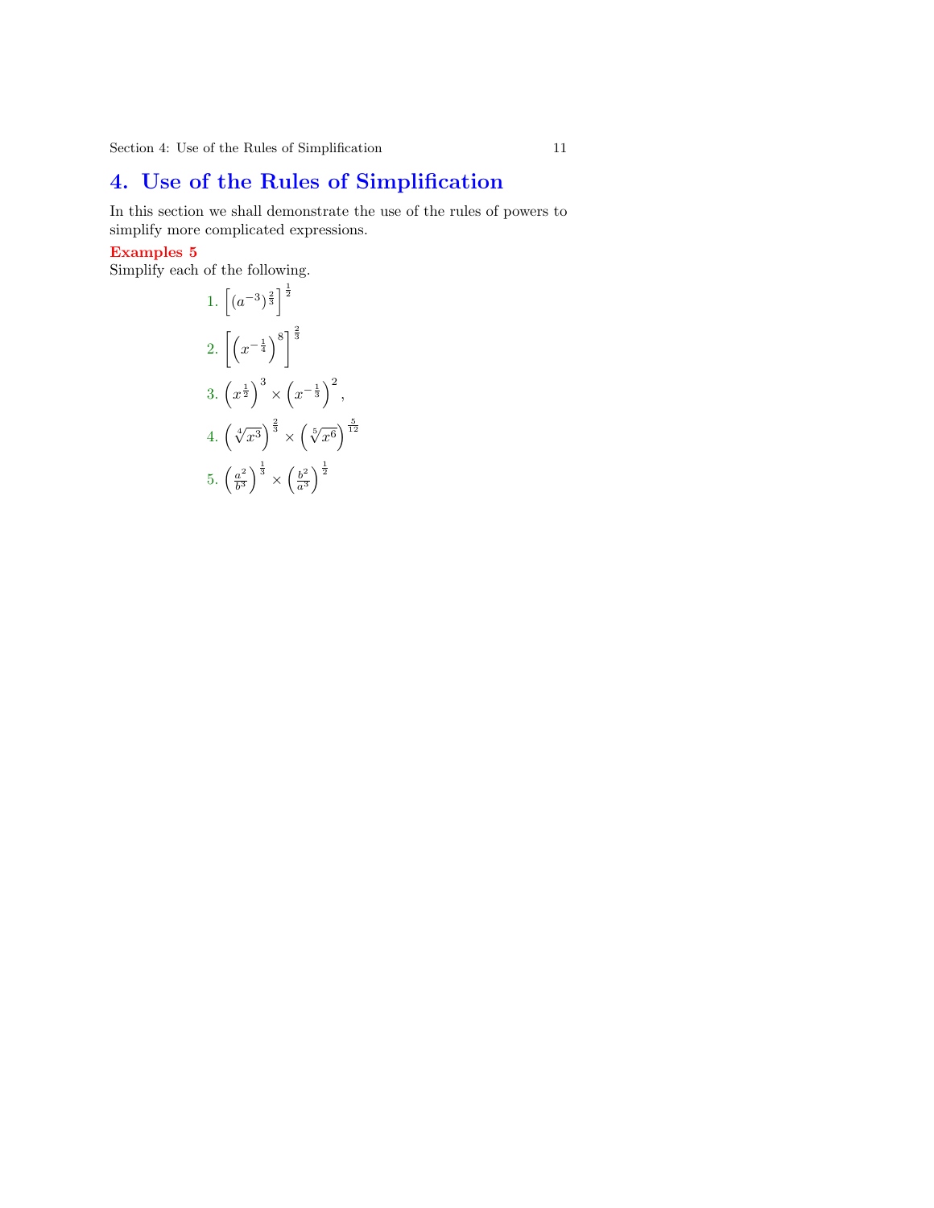# 4. Use of the Rules of Simplification

In this section we shall demonstrate the use of the rules of powers to simplify more complicated expressions.

**Examples 5**

Simplify each of the following.

1. $\left[(a^{-3})^{\frac{2}{3}}\right]^{\frac{1}{2}}$

2. $\left[\left(x^{-\frac{1}{4}}\right)^{8}\right]^{\frac{2}{3}}$

3. $\left(x^{\frac{1}{2}}\right)^{3} \times \left(x^{-\frac{1}{3}}\right)^{2}$,

4. $\left(\sqrt[4]{x^3}\right)^{\frac{2}{3}} \times \left(\sqrt[5]{x^6}\right)^{\frac{5}{12}}$

5. $\left(\frac{a^2}{b^3}\right)^{\frac{1}{3}} \times \left(\frac{b^2}{a^3}\right)^{\frac{1}{2}}$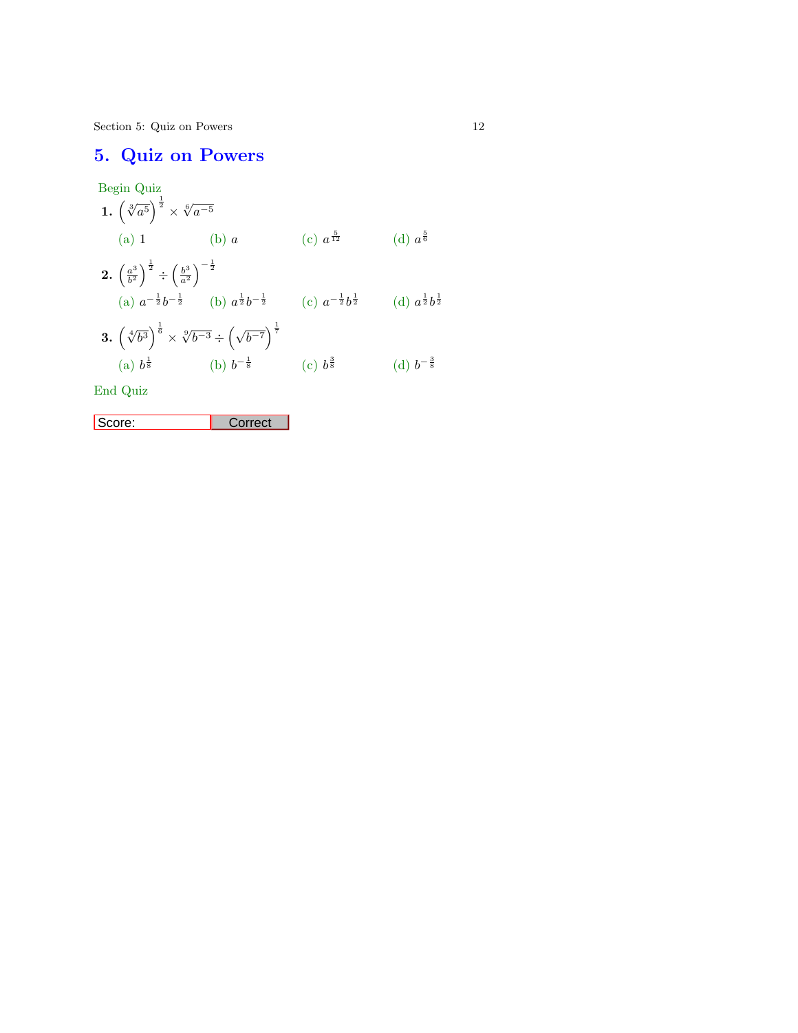# 5. Quiz on Powers

Begin Quiz

**1.** $\left(\sqrt[3]{a^5}\right)^{\frac{1}{2}} \times \sqrt[6]{a^{-5}}$

(a) $1$ (b) $a$ (c) $a^{\frac{5}{12}}$ (d) $a^{\frac{5}{6}}$

**2.** $\left(\frac{a^3}{b^2}\right)^{\frac{1}{2}} \div \left(\frac{b^3}{a^2}\right)^{-\frac{1}{2}}$

(a) $a^{-\frac{1}{2}}b^{-\frac{1}{2}}$ (b) $a^{\frac{1}{2}}b^{-\frac{1}{2}}$ (c) $a^{-\frac{1}{2}}b^{\frac{1}{2}}$ (d) $a^{\frac{1}{2}}b^{\frac{1}{2}}$

**3.** $\left(\sqrt[4]{b^3}\right)^{\frac{1}{6}} \times \sqrt[9]{b^{-3}} \div \left(\sqrt{b^{-7}}\right)^{\frac{1}{7}}$

(a) $b^{\frac{1}{8}}$ (b) $b^{-\frac{1}{8}}$ (c) $b^{\frac{3}{8}}$ (d) $b^{-\frac{3}{8}}$

End Quiz

Score: Correct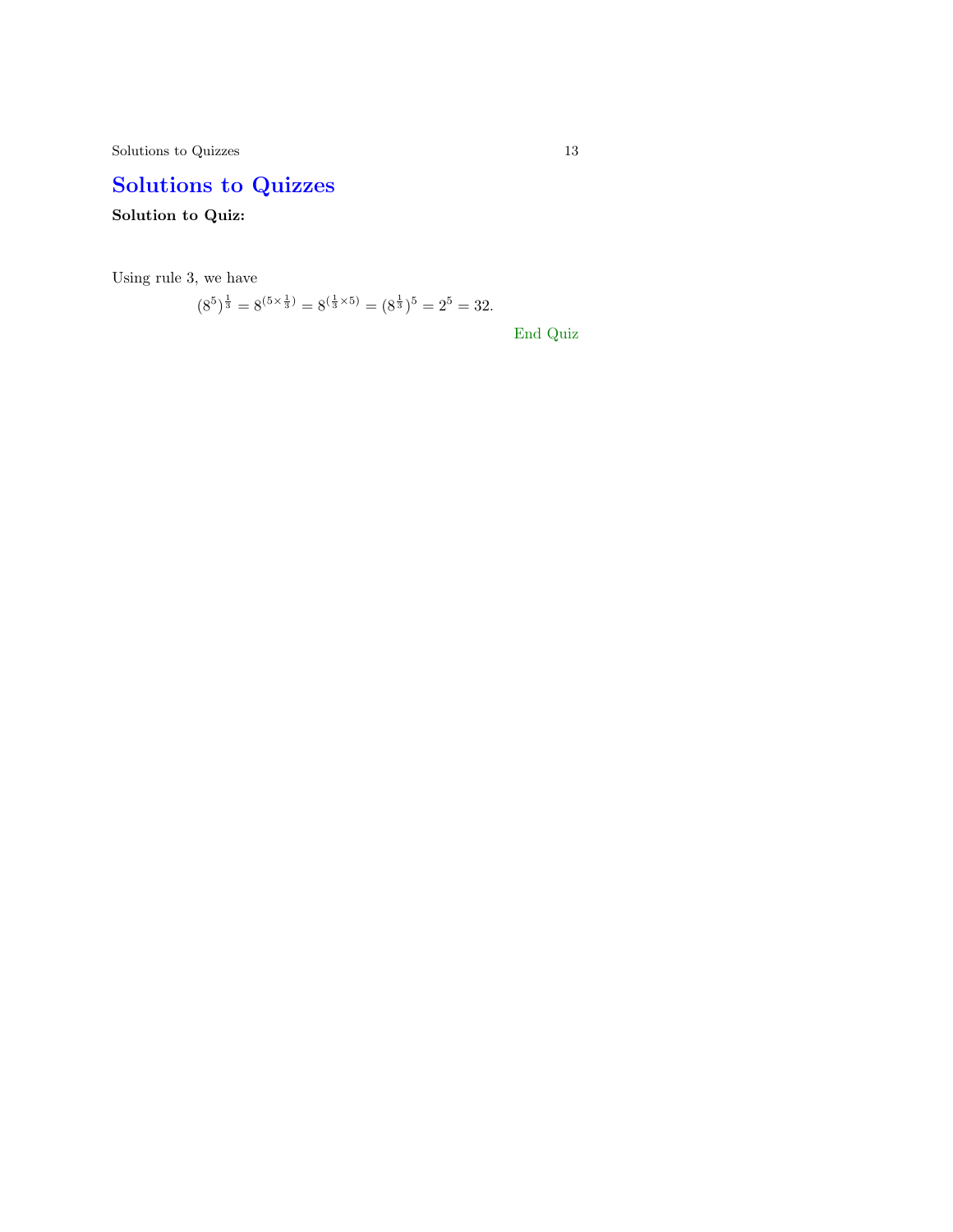# Solutions to Quizzes

**Solution to Quiz:**

Using rule 3, we have

$$(8^5)^{\frac{1}{3}} = 8^{(5\times\frac{1}{3})} = 8^{(\frac{1}{3}\times 5)} = (8^{\frac{1}{3}})^5 = 2^5 = 32.$$

End Quiz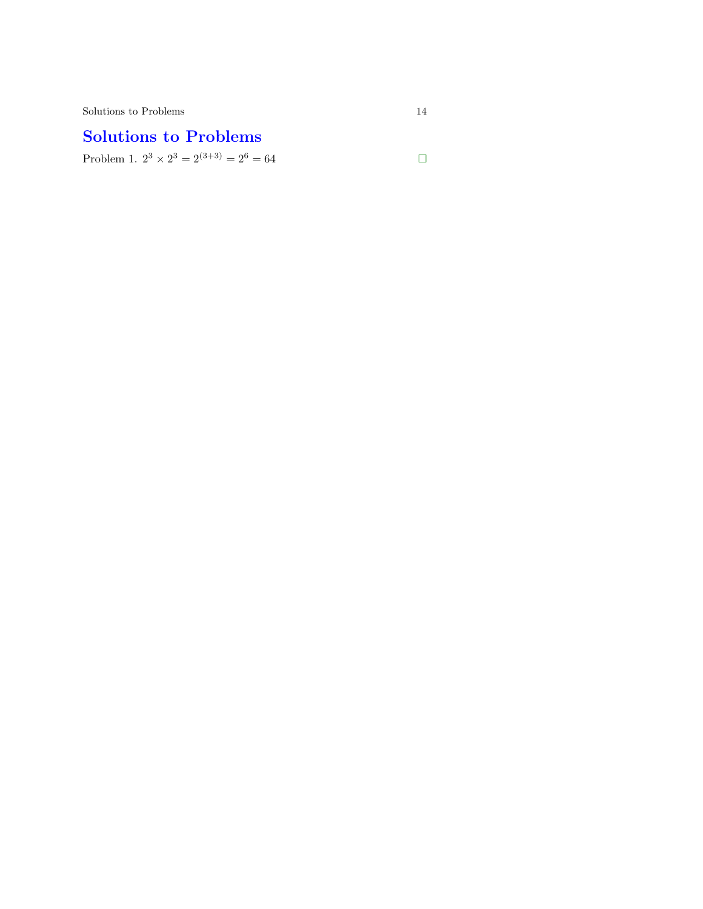# Solutions to Problems

Problem 1. $2^3 \times 2^3 = 2^{(3+3)} = 2^6 = 64$ □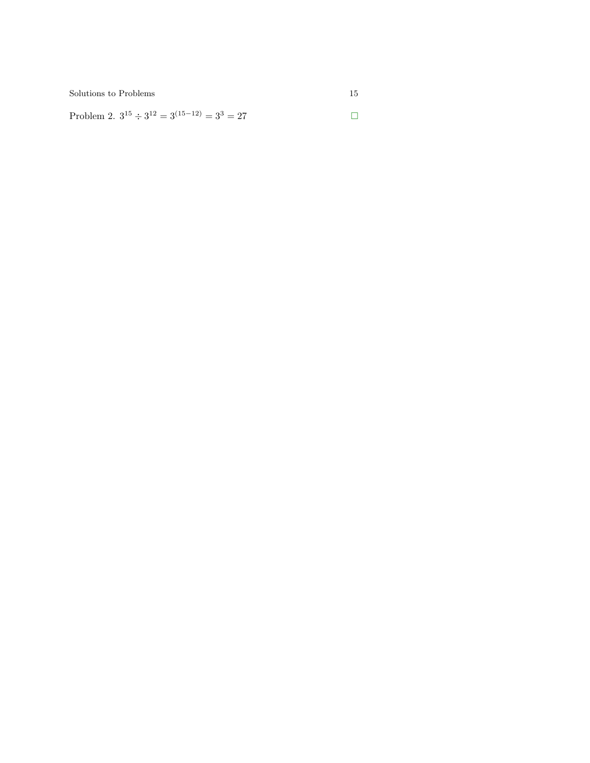Problem 2. $3^{15} \div 3^{12} = 3^{(15-12)} = 3^3 = 27$ $\square$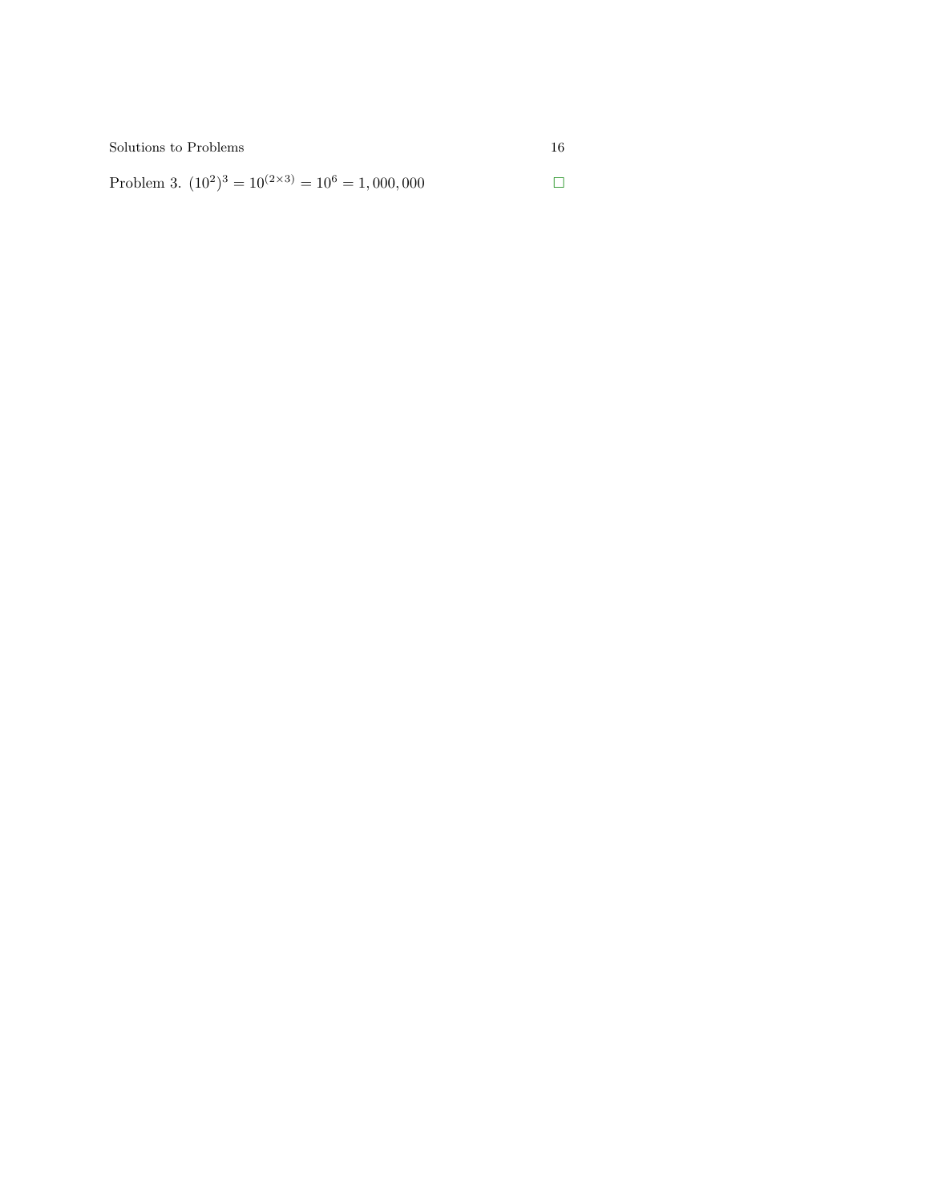Problem 3. $(10^2)^3 = 10^{(2\times 3)} = 10^6 = 1,000,000$ $\square$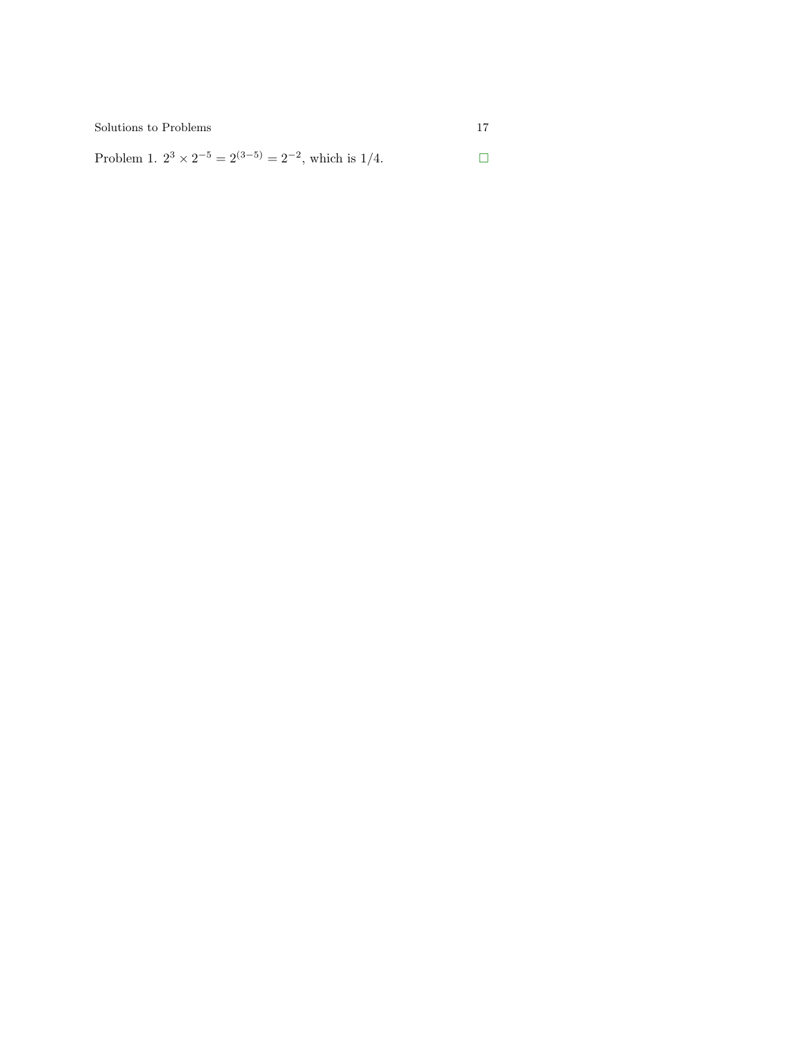Problem 1. $2^3 \times 2^{-5} = 2^{(3-5)} = 2^{-2}$, which is $1/4$. □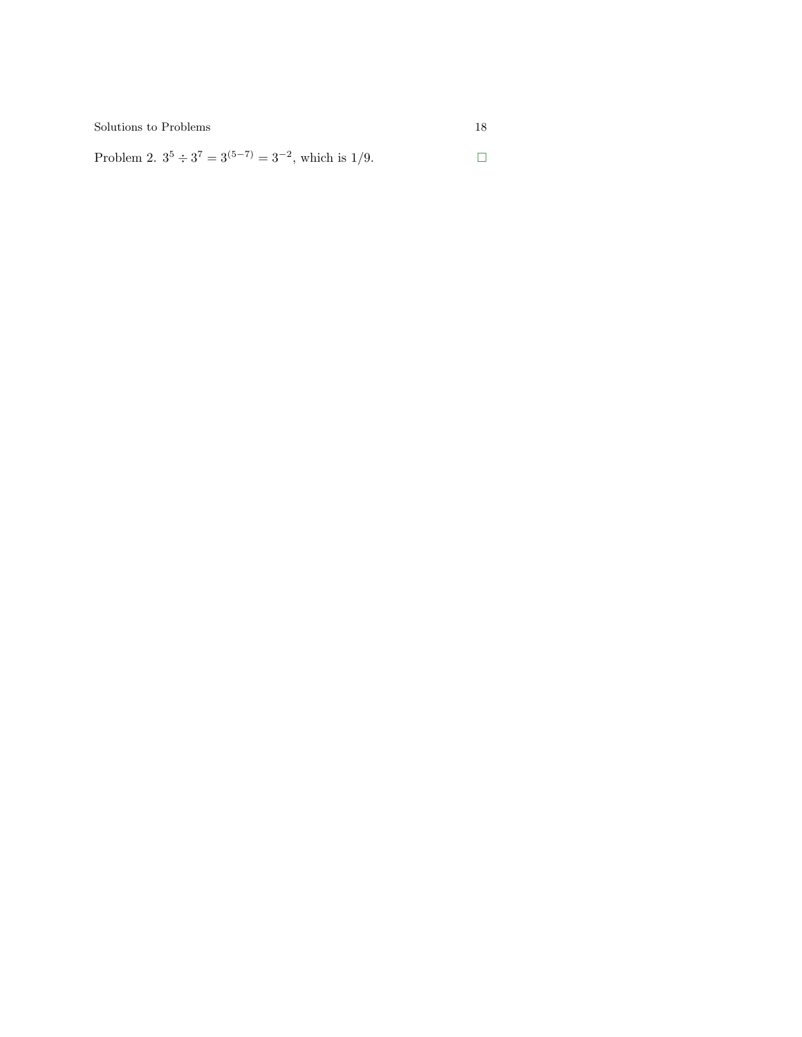Problem 2. $3^5 \div 3^7 = 3^{(5-7)} = 3^{-2}$, which is 1/9. $\square$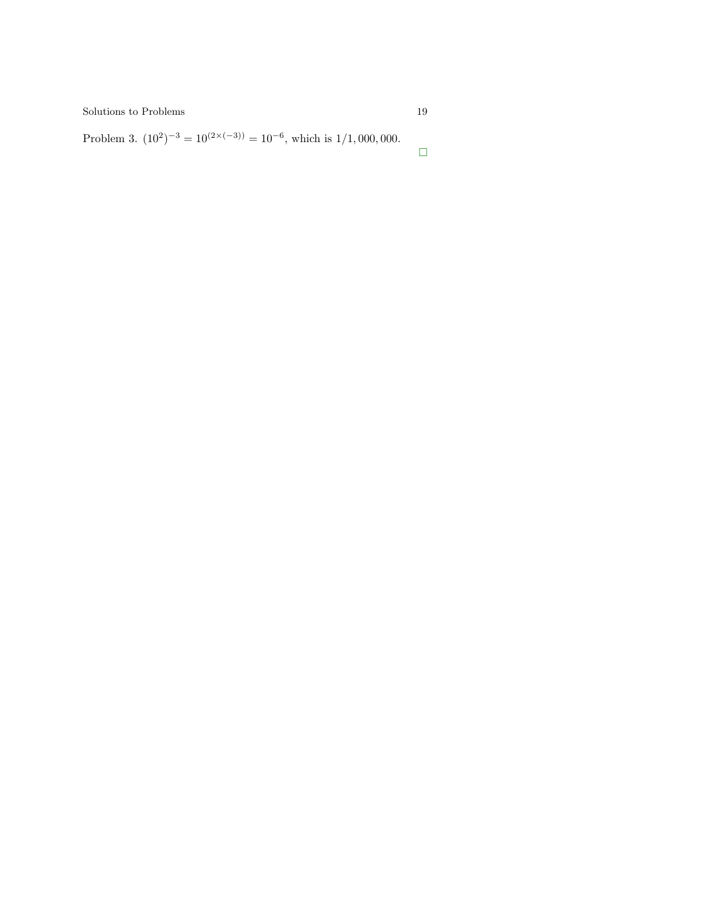Problem 3. $(10^2)^{-3} = 10^{(2\times(-3))} = 10^{-6}$, which is $1/1,000,000$.

□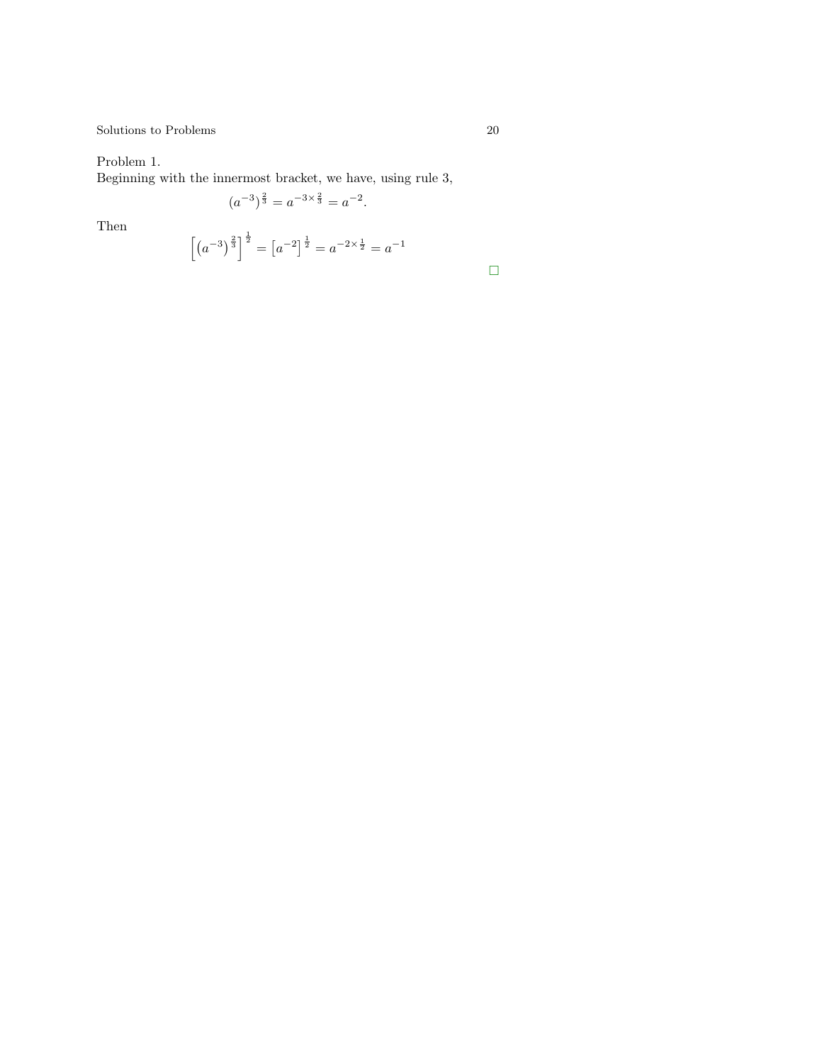Problem 1.
Beginning with the innermost bracket, we have, using rule 3,

$$\left(a^{-3}\right)^{\frac{2}{3}} = a^{-3\times\frac{2}{3}} = a^{-2}.$$

Then

$$\left[\left(a^{-3}\right)^{\frac{2}{3}}\right]^{\frac{1}{2}} = \left[a^{-2}\right]^{\frac{1}{2}} = a^{-2\times\frac{1}{2}} = a^{-1}$$

□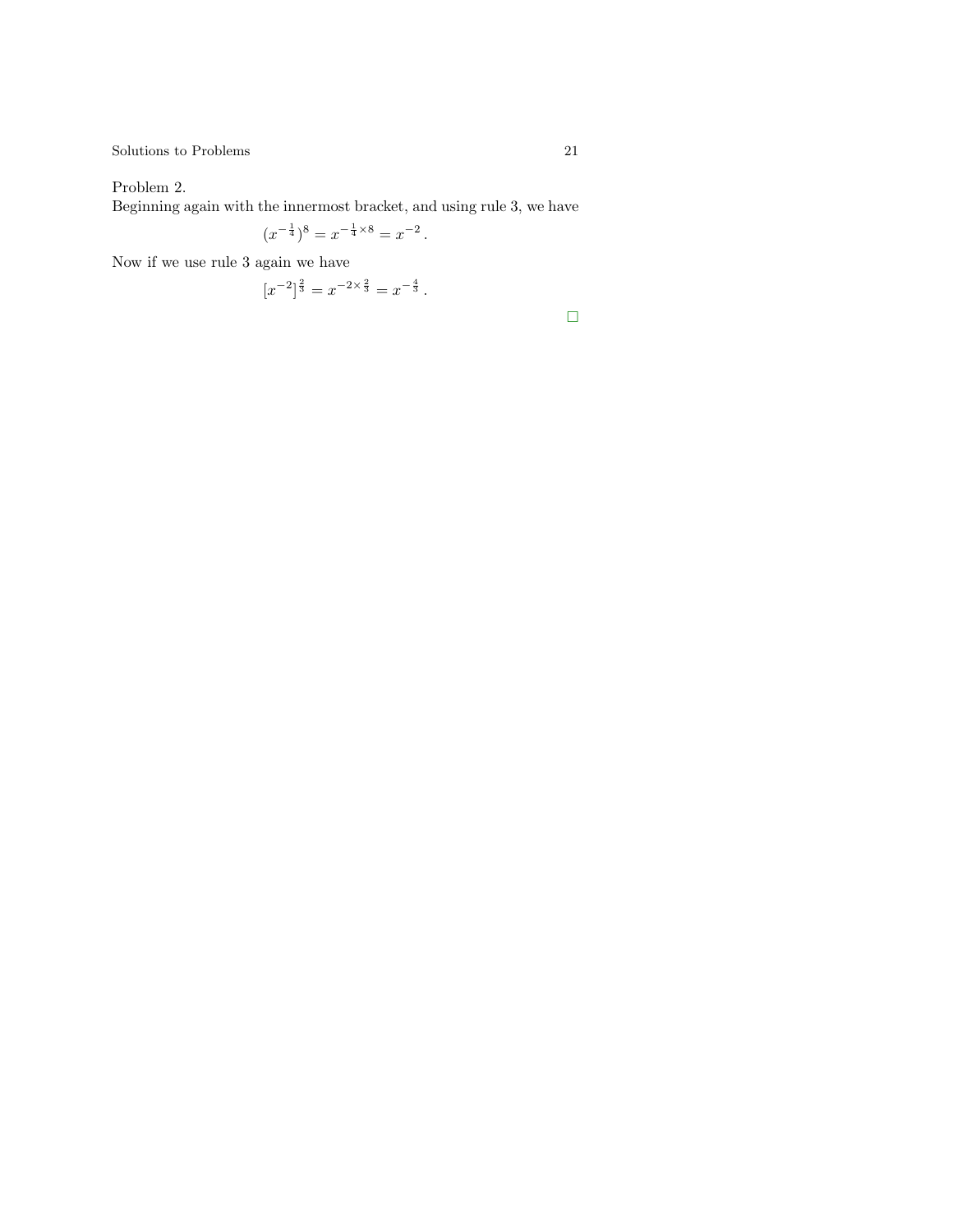Problem 2.

Beginning again with the innermost bracket, and using rule 3, we have

$$(x^{-\frac{1}{4}})^8 = x^{-\frac{1}{4}\times 8} = x^{-2}\,.$$

Now if we use rule 3 again we have

$$[x^{-2}]^{\frac{2}{3}} = x^{-2\times\frac{2}{3}} = x^{-\frac{4}{3}}\,.$$

□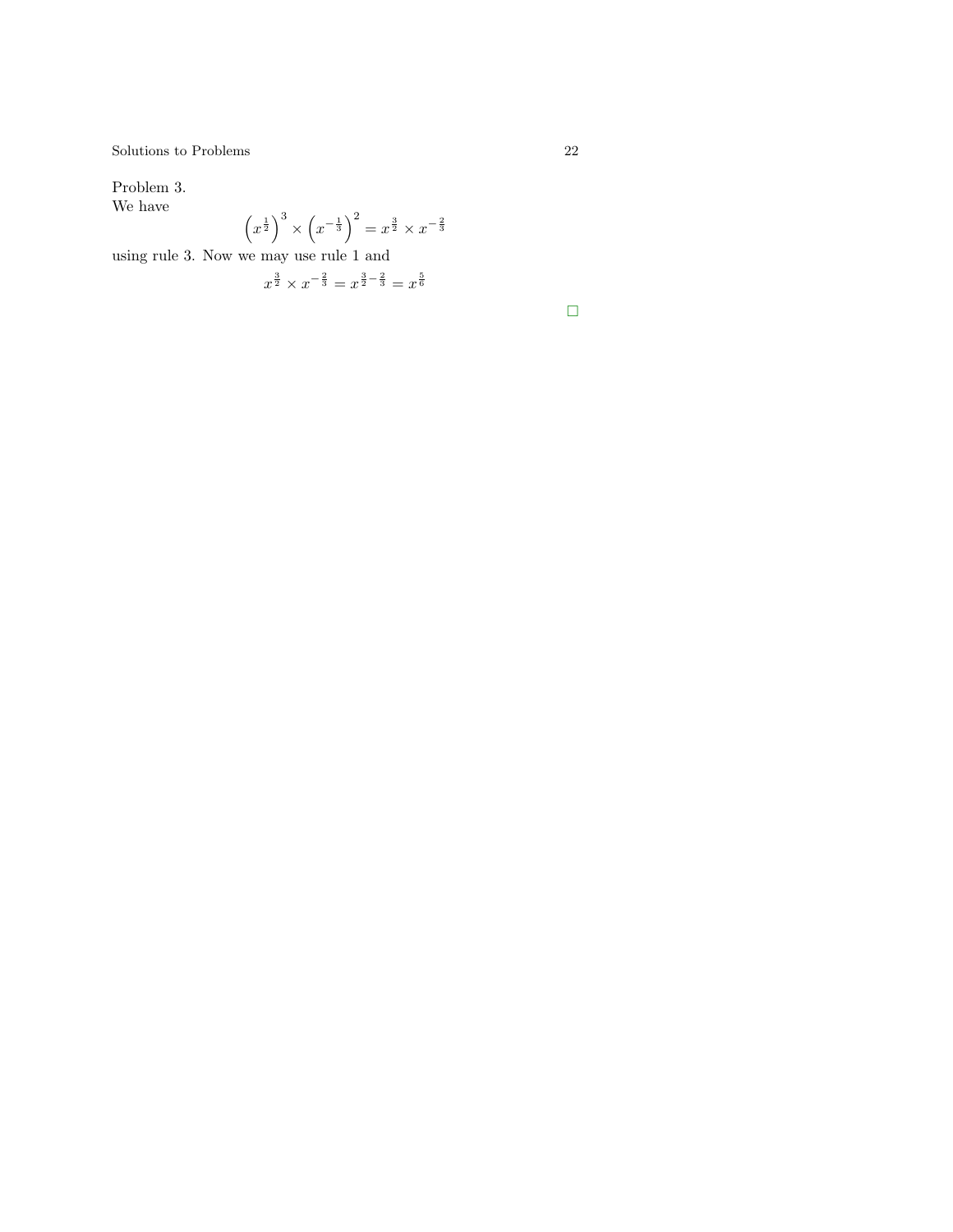Problem 3.
We have

$$\left(x^{\frac{1}{2}}\right)^3 \times \left(x^{-\frac{1}{3}}\right)^2 = x^{\frac{3}{2}} \times x^{-\frac{2}{3}}$$

using rule 3. Now we may use rule 1 and

$$x^{\frac{3}{2}} \times x^{-\frac{2}{3}} = x^{\frac{3}{2}-\frac{2}{3}} = x^{\frac{5}{6}}$$

□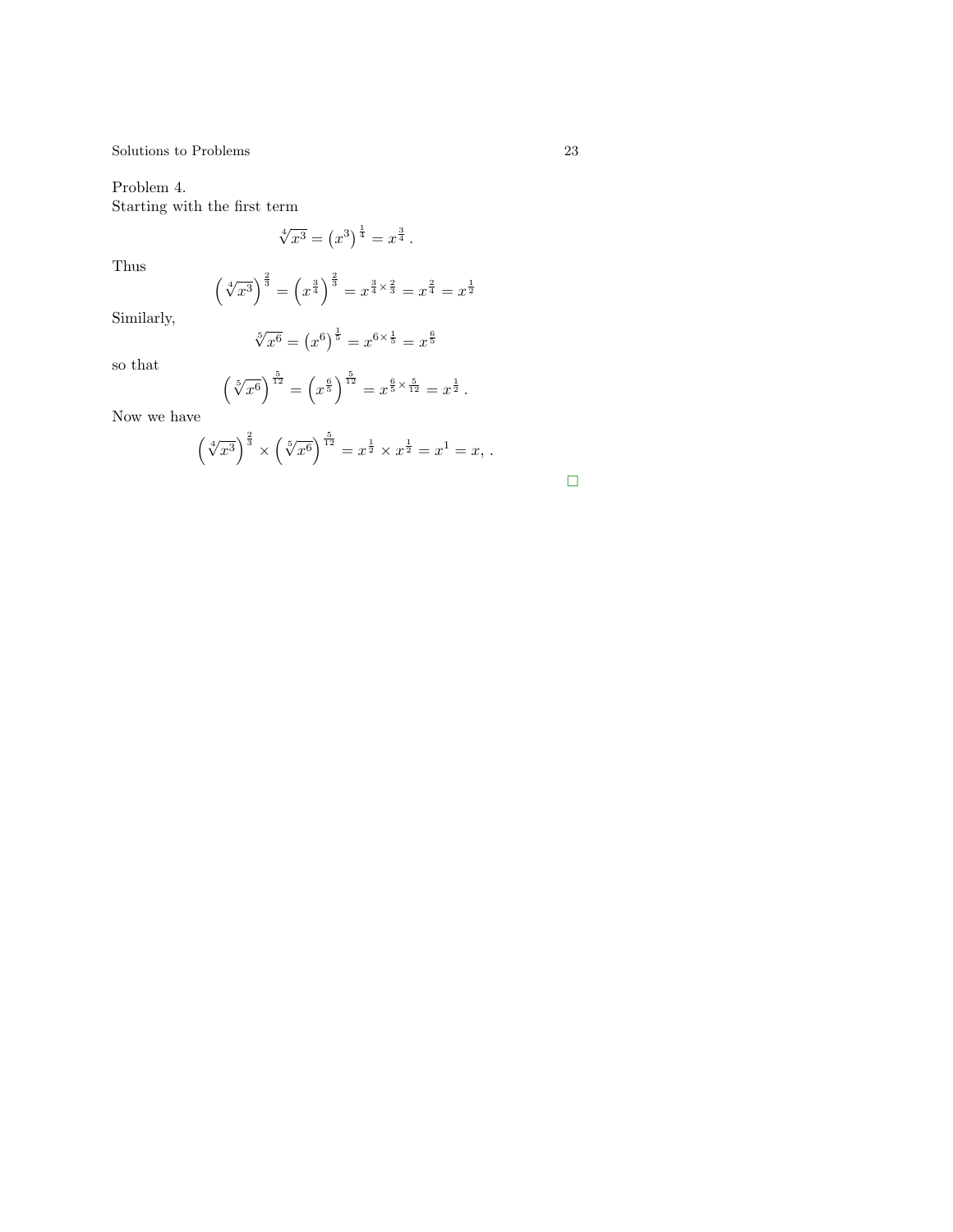Problem 4.
Starting with the first term

$$\sqrt[4]{x^3} = \left(x^3\right)^{\frac{1}{4}} = x^{\frac{3}{4}}\,.$$

Thus

$$\left(\sqrt[4]{x^3}\right)^{\frac{2}{3}} = \left(x^{\frac{3}{4}}\right)^{\frac{2}{3}} = x^{\frac{3}{4}\times\frac{2}{3}} = x^{\frac{2}{4}} = x^{\frac{1}{2}}$$

Similarly,

$$\sqrt[5]{x^6} = \left(x^6\right)^{\frac{1}{5}} = x^{6\times\frac{1}{5}} = x^{\frac{6}{5}}$$

so that

$$\left(\sqrt[5]{x^6}\right)^{\frac{5}{12}} = \left(x^{\frac{6}{5}}\right)^{\frac{5}{12}} = x^{\frac{6}{5}\times\frac{5}{12}} = x^{\frac{1}{2}}\,.$$

Now we have

$$\left(\sqrt[4]{x^3}\right)^{\frac{2}{3}} \times \left(\sqrt[5]{x^6}\right)^{\frac{5}{12}} = x^{\frac{1}{2}} \times x^{\frac{1}{2}} = x^1 = x,\,.$$

□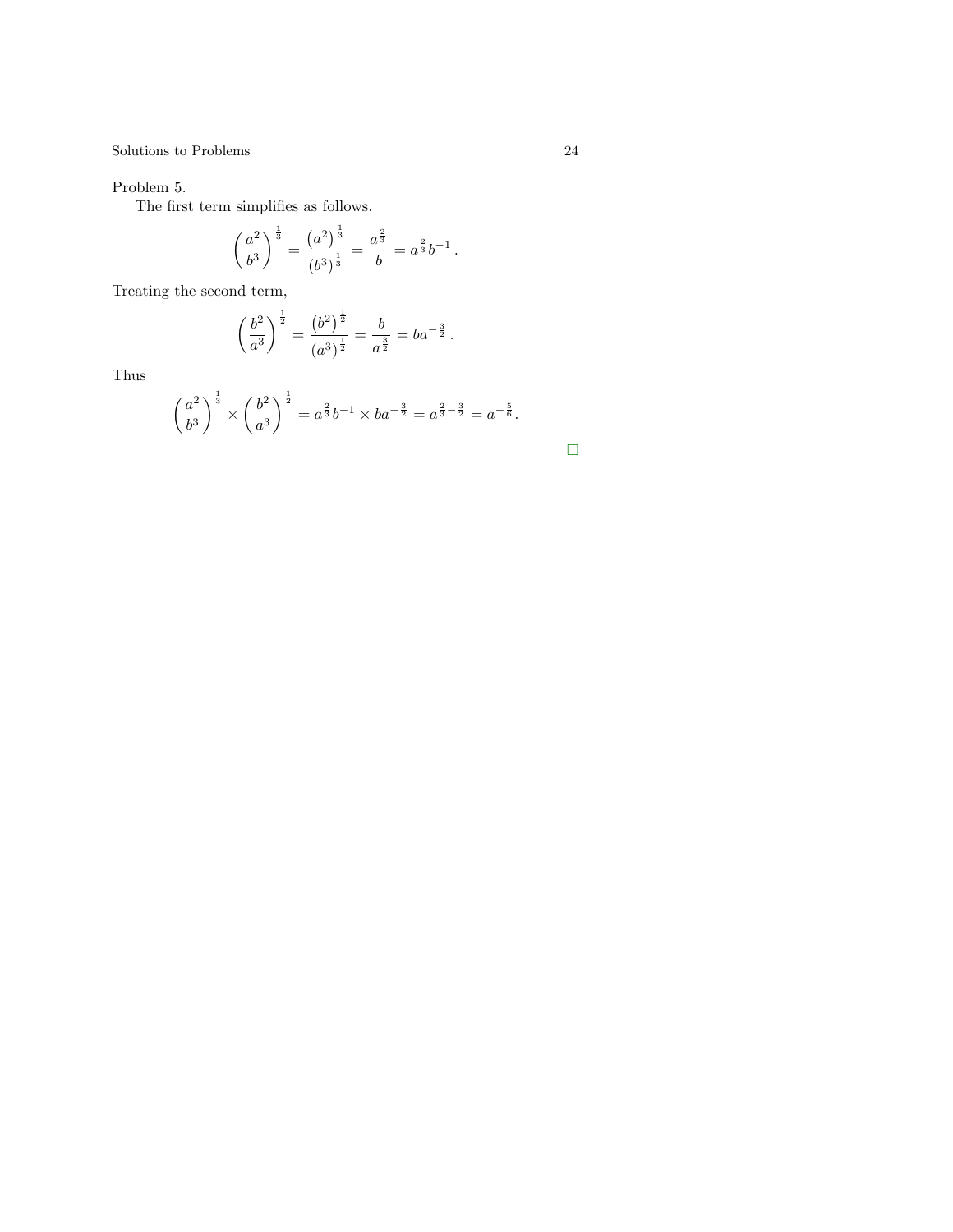Problem 5.

The first term simplifies as follows.

$$\left(\frac{a^2}{b^3}\right)^{\frac{1}{3}} = \frac{\left(a^2\right)^{\frac{1}{3}}}{\left(b^3\right)^{\frac{1}{3}}} = \frac{a^{\frac{2}{3}}}{b} = a^{\frac{2}{3}}b^{-1}\,.$$

Treating the second term,

$$\left(\frac{b^2}{a^3}\right)^{\frac{1}{2}} = \frac{\left(b^2\right)^{\frac{1}{2}}}{\left(a^3\right)^{\frac{1}{2}}} = \frac{b}{a^{\frac{3}{2}}} = ba^{-\frac{3}{2}}\,.$$

Thus

$$\left(\frac{a^2}{b^3}\right)^{\frac{1}{3}} \times \left(\frac{b^2}{a^3}\right)^{\frac{1}{2}} = a^{\frac{2}{3}}b^{-1} \times ba^{-\frac{3}{2}} = a^{\frac{2}{3}-\frac{3}{2}} = a^{-\frac{5}{6}}.$$

□